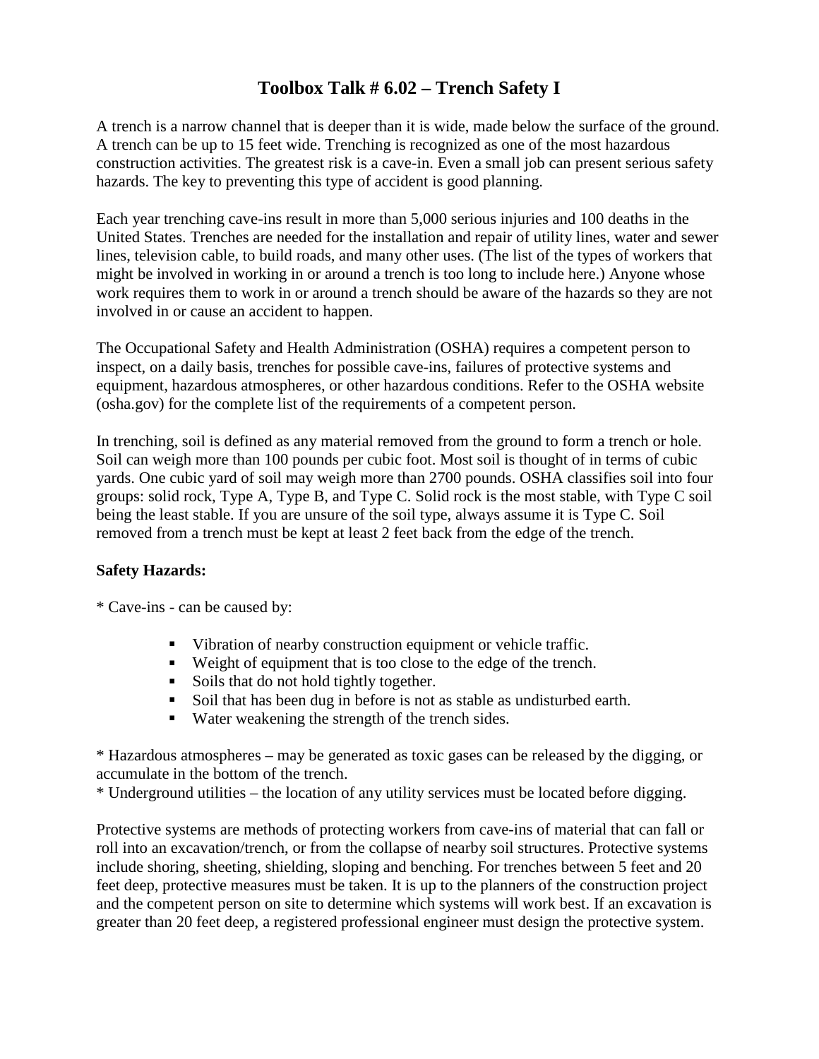# Toolbox Talk # 6.02 – Trench Safety I

A trench is a narrow channel that is deeper than it is wide, made below the surface of the ground. A trench can be up to 15 feet wide. Trenching is recognized as one of the most hazardous construction activities. The greatest risk is a cave-in. Even a small job can present serious safety hazards. The key to preventing this type of accident is good planning.

Each year trenching cave-ins result in more than 5,000 serious injuries and 100 deaths in the United States. Trenches are needed for the installation and repair of utility lines, water and sewer lines, television cable, to build roads, and many other uses. (The list of the types of workers that might be involved in working in or around a trench is too long to include here.) Anyone whose work requires them to work in or around a trench should be aware of the hazards so they are not involved in or cause an accident to happen.

The Occupational Safety and Health Administration (OSHA) requires a competent person to inspect, on a daily basis, trenches for possible cave-ins, failures of protective systems and equipment, hazardous atmospheres, or other hazardous conditions. Refer to the OSHA website (osha.gov) for the complete list of the requirements of a competent person.

In trenching, soil is defined as any material removed from the ground to form a trench or hole. Soil can weigh more than 100 pounds per cubic foot. Most soil is thought of in terms of cubic yards. One cubic yard of soil may weigh more than 2700 pounds. OSHA classifies soil into four groups: solid rock, Type A, Type B, and Type C. Solid rock is the most stable, with Type C soil being the least stable. If you are unsure of the soil type, always assume it is Type C. Soil removed from a trench must be kept at least 2 feet back from the edge of the trench.

**Safety Hazards:**

* Cave-ins - can be caused by:

- Vibration of nearby construction equipment or vehicle traffic.
- Weight of equipment that is too close to the edge of the trench.
- Soils that do not hold tightly together.
- Soil that has been dug in before is not as stable as undisturbed earth.
- Water weakening the strength of the trench sides.

* Hazardous atmospheres – may be generated as toxic gases can be released by the digging, or accumulate in the bottom of the trench.
* Underground utilities – the location of any utility services must be located before digging.

Protective systems are methods of protecting workers from cave-ins of material that can fall or roll into an excavation/trench, or from the collapse of nearby soil structures. Protective systems include shoring, sheeting, shielding, sloping and benching. For trenches between 5 feet and 20 feet deep, protective measures must be taken. It is up to the planners of the construction project and the competent person on site to determine which systems will work best. If an excavation is greater than 20 feet deep, a registered professional engineer must design the protective system.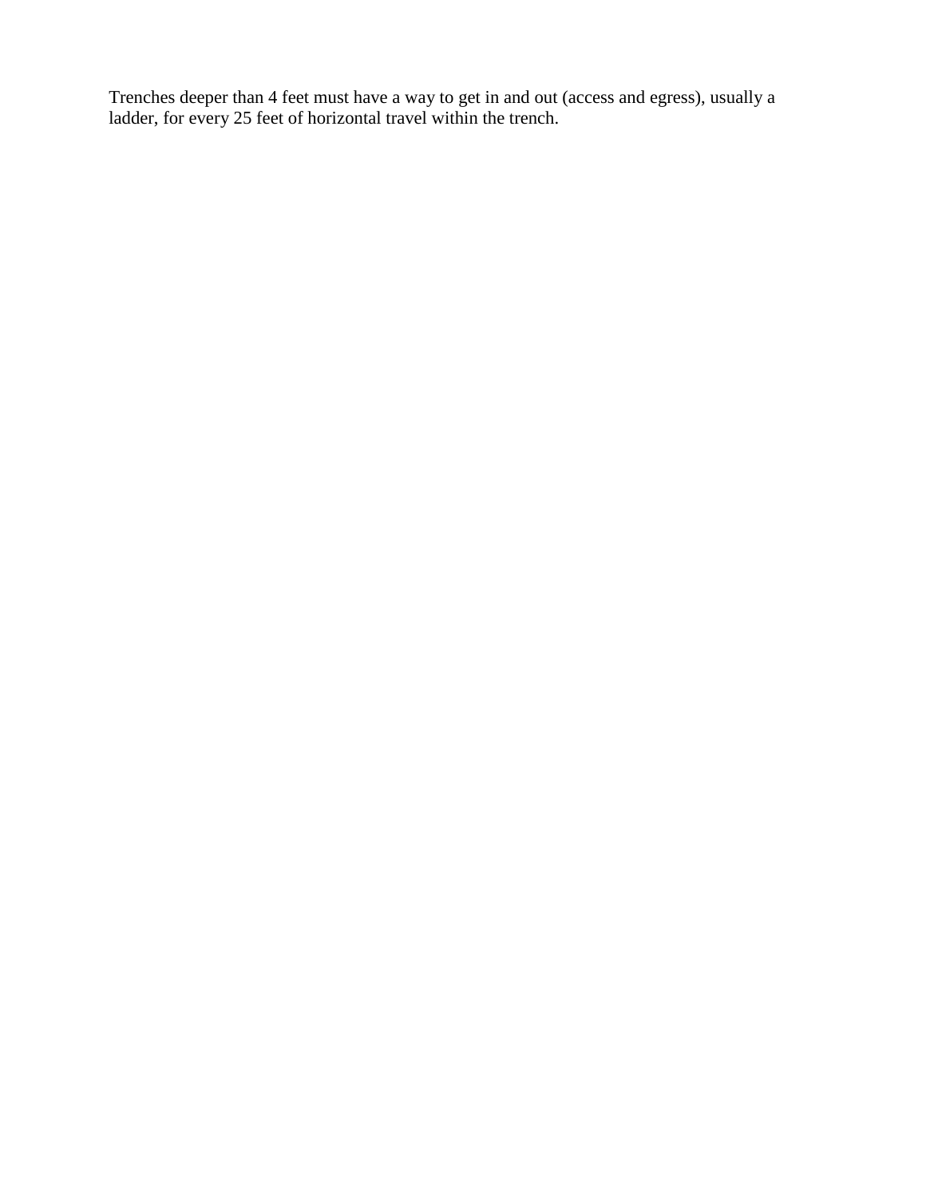Trenches deeper than 4 feet must have a way to get in and out (access and egress), usually a ladder, for every 25 feet of horizontal travel within the trench.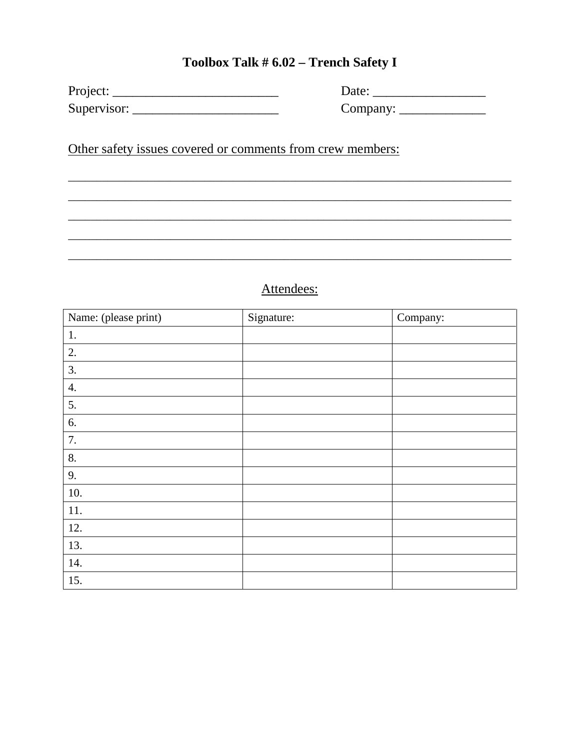## Toolbox Talk # 6.02 – Trench Safety I

Project: _________________________ Date: _________________

Supervisor: ______________________ Company: _____________

Other safety issues covered or comments from crew members:

___________________________________________________________________________

___________________________________________________________________________

___________________________________________________________________________

___________________________________________________________________________

___________________________________________________________________________

Attendees:

| Name: (please print) | Signature: | Company: |
|---|---|---|
| 1. | | |
| 2. | | |
| 3. | | |
| 4. | | |
| 5. | | |
| 6. | | |
| 7. | | |
| 8. | | |
| 9. | | |
| 10. | | |
| 11. | | |
| 12. | | |
| 13. | | |
| 14. | | |
| 15. | | |